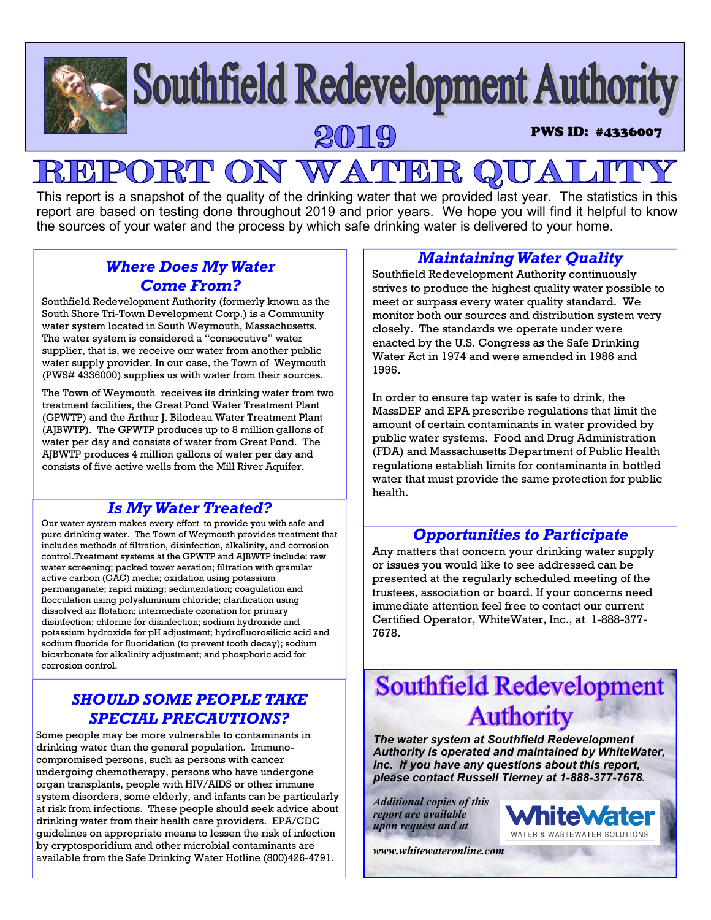# Southfield Redevelopment Authority

# 2019

**PWS ID: #4336007**

# REPORT ON WATER QUALITY

This report is a snapshot of the quality of the drinking water that we provided last year. The statistics in this report are based on testing done throughout 2019 and prior years. We hope you will find it helpful to know the sources of your water and the process by which safe drinking water is delivered to your home.

## *Where Does My Water Come From?*

Southfield Redevelopment Authority (formerly known as the South Shore Tri-Town Development Corp.) is a Community water system located in South Weymouth, Massachusetts. The water system is considered a "consecutive" water supplier, that is, we receive our water from another public water supply provider. In our case, the Town of Weymouth (PWS# 4336000) supplies us with water from their sources.

The Town of Weymouth receives its drinking water from two treatment facilities, the Great Pond Water Treatment Plant (GPWTP) and the Arthur J. Bilodeau Water Treatment Plant (AJBWTP). The GPWTP produces up to 8 million gallons of water per day and consists of water from Great Pond. The AJBWTP produces 4 million gallons of water per day and consists of five active wells from the Mill River Aquifer.

## *Is My Water Treated?*

Our water system makes every effort to provide you with safe and pure drinking water. The Town of Weymouth provides treatment that includes methods of filtration, disinfection, alkalinity, and corrosion control.Treatment systems at the GPWTP and AJBWTP include: raw water screening; packed tower aeration; filtration with granular active carbon (GAC) media; oxidation using potassium permanganate; rapid mixing; sedimentation; coagulation and flocculation using polyaluminum chloride; clarification using dissolved air flotation; intermediate ozonation for primary disinfection; chlorine for disinfection; sodium hydroxide and potassium hydroxide for pH adjustment; hydrofluorosilicic acid and sodium fluoride for fluoridation (to prevent tooth decay); sodium bicarbonate for alkalinity adjustment; and phosphoric acid for corrosion control.

## *SHOULD SOME PEOPLE TAKE SPECIAL PRECAUTIONS?*

Some people may be more vulnerable to contaminants in drinking water than the general population. Immuno-compromised persons, such as persons with cancer undergoing chemotherapy, persons who have undergone organ transplants, people with HIV/AIDS or other immune system disorders, some elderly, and infants can be particularly at risk from infections. These people should seek advice about drinking water from their health care providers. EPA/CDC guidelines on appropriate means to lessen the risk of infection by cryptosporidium and other microbial contaminants are available from the Safe Drinking Water Hotline (800)426-4791.

## *Maintaining Water Quality*

Southfield Redevelopment Authority continuously strives to produce the highest quality water possible to meet or surpass every water quality standard. We monitor both our sources and distribution system very closely. The standards we operate under were enacted by the U.S. Congress as the Safe Drinking Water Act in 1974 and were amended in 1986 and 1996.

In order to ensure tap water is safe to drink, the MassDEP and EPA prescribe regulations that limit the amount of certain contaminants in water provided by public water systems. Food and Drug Administration (FDA) and Massachusetts Department of Public Health regulations establish limits for contaminants in bottled water that must provide the same protection for public health.

## *Opportunities to Participate*

Any matters that concern your drinking water supply or issues you would like to see addressed can be presented at the regularly scheduled meeting of the trustees, association or board. If your concerns need immediate attention feel free to contact our current Certified Operator, WhiteWater, Inc., at 1-888-377-7678.

## Southfield Redevelopment Authority

***The water system at Southfield Redevelopment Authority is operated and maintained by WhiteWater, Inc. If you have any questions about this report, please contact Russell Tierney at 1-888-377-7678.***

*Additional copies of this report are available upon request and at*

WhiteWater
WATER & WASTEWATER SOLUTIONS

*www.whitewateronline.com*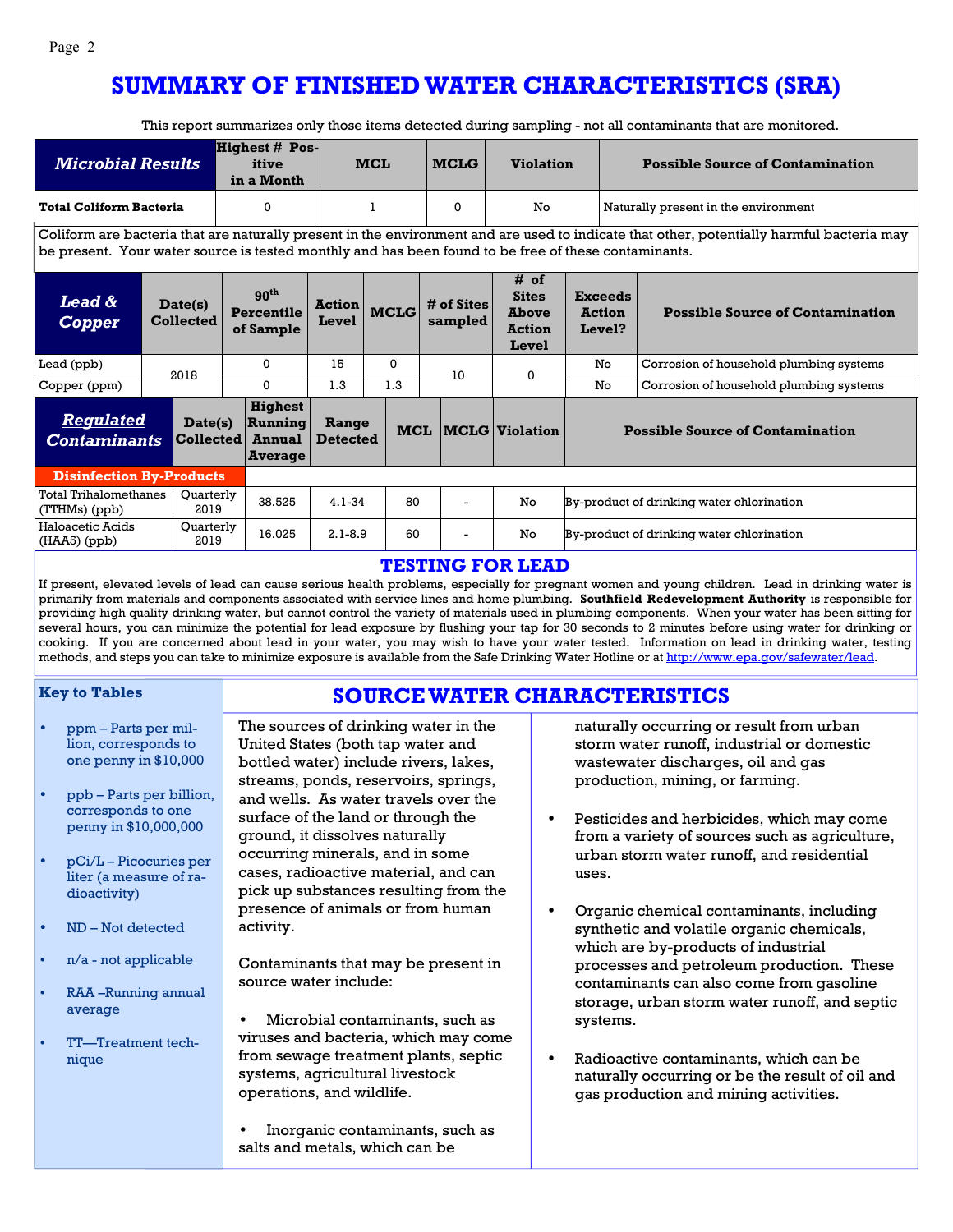# SUMMARY OF FINISHED WATER CHARACTERISTICS (SRA)

This report summarizes only those items detected during sampling - not all contaminants that are monitored.

| Microbial Results | Highest # Positive in a Month | MCL | MCLG | Violation | Possible Source of Contamination |
|---|---|---|---|---|---|
| **Total Coliform Bacteria** | 0 | 1 | 0 | No | Naturally present in the environment |

Coliform are bacteria that are naturally present in the environment and are used to indicate that other, potentially harmful bacteria may be present. Your water source is tested monthly and has been found to be free of these contaminants.

| Lead & Copper | Date(s) Collected | 90[th] Percentile of Sample | Action Level | MCLG | # of Sites sampled | # of Sites Above Action Level | Exceeds Action Level? | Possible Source of Contamination |
|---|---|---|---|---|---|---|---|---|
| Lead (ppb) | 2018 | 0 | 15 | 0 | 10 | 0 | No | Corrosion of household plumbing systems |
| Copper (ppm) | 2018 | 0 | 1.3 | 1.3 | 10 | 0 | No | Corrosion of household plumbing systems |

| Regulated Contaminants | Date(s) Collected | Highest Running Annual Average | Range Detected | MCL | MCLG | Violation | Possible Source of Contamination |
|---|---|---|---|---|---|---|---|
| **Disinfection By-Products** | | | | | | | |
| Total Trihalomethanes (TTHMs) (ppb) | Quarterly 2019 | 38.525 | 4.1-34 | 80 | - | No | By-product of drinking water chlorination |
| Haloacetic Acids (HAA5) (ppb) | Quarterly 2019 | 16.025 | 2.1-8.9 | 60 | - | No | By-product of drinking water chlorination |

## TESTING FOR LEAD

If present, elevated levels of lead can cause serious health problems, especially for pregnant women and young children. Lead in drinking water is primarily from materials and components associated with service lines and home plumbing. **Southfield Redevelopment Authority** is responsible for providing high quality drinking water, but cannot control the variety of materials used in plumbing components. When your water has been sitting for several hours, you can minimize the potential for lead exposure by flushing your tap for 30 seconds to 2 minutes before using water for drinking or cooking. If you are concerned about lead in your water, you may wish to have your water tested. Information on lead in drinking water, testing methods, and steps you can take to minimize exposure is available from the Safe Drinking Water Hotline or at http://www.epa.gov/safewater/lead.

### Key to Tables

- ppm – Parts per million, corresponds to one penny in $10,000
- ppb – Parts per billion, corresponds to one penny in $10,000,000
- pCi/L – Picocuries per liter (a measure of radioactivity)
- ND – Not detected
- n/a - not applicable
- RAA –Running annual average
- TT—Treatment technique

## SOURCE WATER CHARACTERISTICS

The sources of drinking water in the United States (both tap water and bottled water) include rivers, lakes, streams, ponds, reservoirs, springs, and wells. As water travels over the surface of the land or through the ground, it dissolves naturally occurring minerals, and in some cases, radioactive material, and can pick up substances resulting from the presence of animals or from human activity.

Contaminants that may be present in source water include:

- Microbial contaminants, such as viruses and bacteria, which may come from sewage treatment plants, septic systems, agricultural livestock operations, and wildlife.
- Inorganic contaminants, such as salts and metals, which can be naturally occurring or result from urban storm water runoff, industrial or domestic wastewater discharges, oil and gas production, mining, or farming.
- Pesticides and herbicides, which may come from a variety of sources such as agriculture, urban storm water runoff, and residential uses.
- Organic chemical contaminants, including synthetic and volatile organic chemicals, which are by-products of industrial processes and petroleum production. These contaminants can also come from gasoline storage, urban storm water runoff, and septic systems.
- Radioactive contaminants, which can be naturally occurring or be the result of oil and gas production and mining activities.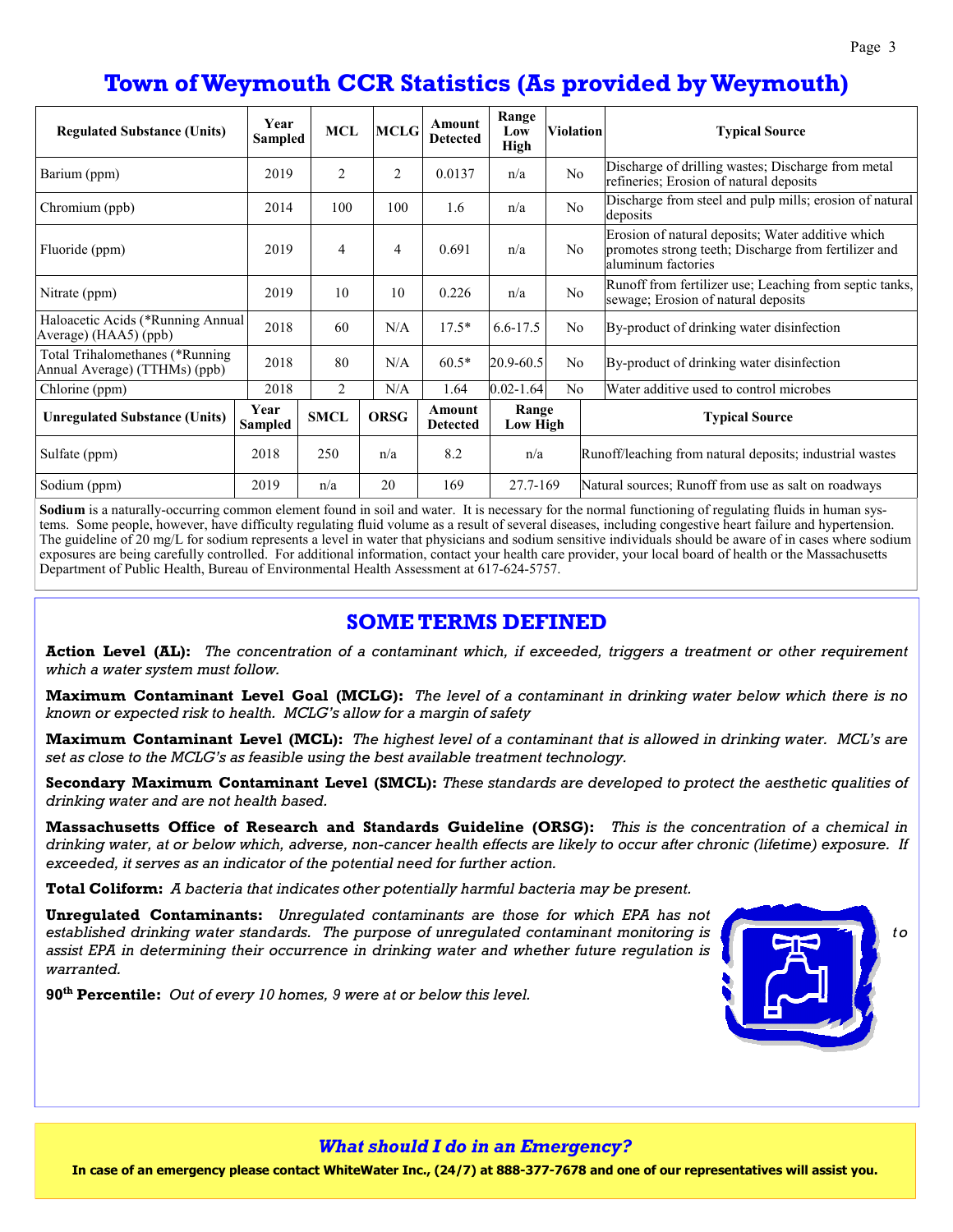# Town of Weymouth CCR Statistics (As provided by Weymouth)

| Regulated Substance (Units) | Year Sampled | MCL | MCLG | Amount Detected | Range Low High | Violation | Typical Source |
|---|---|---|---|---|---|---|---|
| Barium (ppm) | 2019 | 2 | 2 | 0.0137 | n/a | No | Discharge of drilling wastes; Discharge from metal refineries; Erosion of natural deposits |
| Chromium (ppb) | 2014 | 100 | 100 | 1.6 | n/a | No | Discharge from steel and pulp mills; erosion of natural deposits |
| Fluoride (ppm) | 2019 | 4 | 4 | 0.691 | n/a | No | Erosion of natural deposits; Water additive which promotes strong teeth; Discharge from fertilizer and aluminum factories |
| Nitrate (ppm) | 2019 | 10 | 10 | 0.226 | n/a | No | Runoff from fertilizer use; Leaching from septic tanks, sewage; Erosion of natural deposits |
| Haloacetic Acids (*Running Annual Average) (HAA5) (ppb) | 2018 | 60 | N/A | 17.5* | 6.6-17.5 | No | By-product of drinking water disinfection |
| Total Trihalomethanes (*Running Annual Average) (TTHMs) (ppb) | 2018 | 80 | N/A | 60.5* | 20.9-60.5 | No | By-product of drinking water disinfection |
| Chlorine (ppm) | 2018 | 2 | N/A | 1.64 | 0.02-1.64 | No | Water additive used to control microbes |

| Unregulated Substance (Units) | Year Sampled | SMCL | ORSG | Amount Detected | Range Low High | Typical Source |
|---|---|---|---|---|---|---|
| Sulfate (ppm) | 2018 | 250 | n/a | 8.2 | n/a | Runoff/leaching from natural deposits; industrial wastes |
| Sodium (ppm) | 2019 | n/a | 20 | 169 | 27.7-169 | Natural sources; Runoff from use as salt on roadways |

**Sodium** is a naturally-occurring common element found in soil and water. It is necessary for the normal functioning of regulating fluids in human systems. Some people, however, have difficulty regulating fluid volume as a result of several diseases, including congestive heart failure and hypertension. The guideline of 20 mg/L for sodium represents a level in water that physicians and sodium sensitive individuals should be aware of in cases where sodium exposures are being carefully controlled. For additional information, contact your health care provider, your local board of health or the Massachusetts Department of Public Health, Bureau of Environmental Health Assessment at 617-624-5757.

## SOME TERMS DEFINED

**Action Level (AL):** *The concentration of a contaminant which, if exceeded, triggers a treatment or other requirement which a water system must follow.*

**Maximum Contaminant Level Goal (MCLG):** *The level of a contaminant in drinking water below which there is no known or expected risk to health. MCLG's allow for a margin of safety*

**Maximum Contaminant Level (MCL):** *The highest level of a contaminant that is allowed in drinking water. MCL's are set as close to the MCLG's as feasible using the best available treatment technology.*

**Secondary Maximum Contaminant Level (SMCL):** *These standards are developed to protect the aesthetic qualities of drinking water and are not health based.*

**Massachusetts Office of Research and Standards Guideline (ORSG):** *This is the concentration of a chemical in drinking water, at or below which, adverse, non-cancer health effects are likely to occur after chronic (lifetime) exposure. If exceeded, it serves as an indicator of the potential need for further action.*

**Total Coliform:** *A bacteria that indicates other potentially harmful bacteria may be present.*

**Unregulated Contaminants:** *Unregulated contaminants are those for which EPA has not established drinking water standards. The purpose of unregulated contaminant monitoring is to assist EPA in determining their occurrence in drinking water and whether future regulation is warranted.*

**90th Percentile:** *Out of every 10 homes, 9 were at or below this level.*

### *What should I do in an Emergency?*

**In case of an emergency please contact WhiteWater Inc., (24/7) at 888-377-7678 and one of our representatives will assist you.**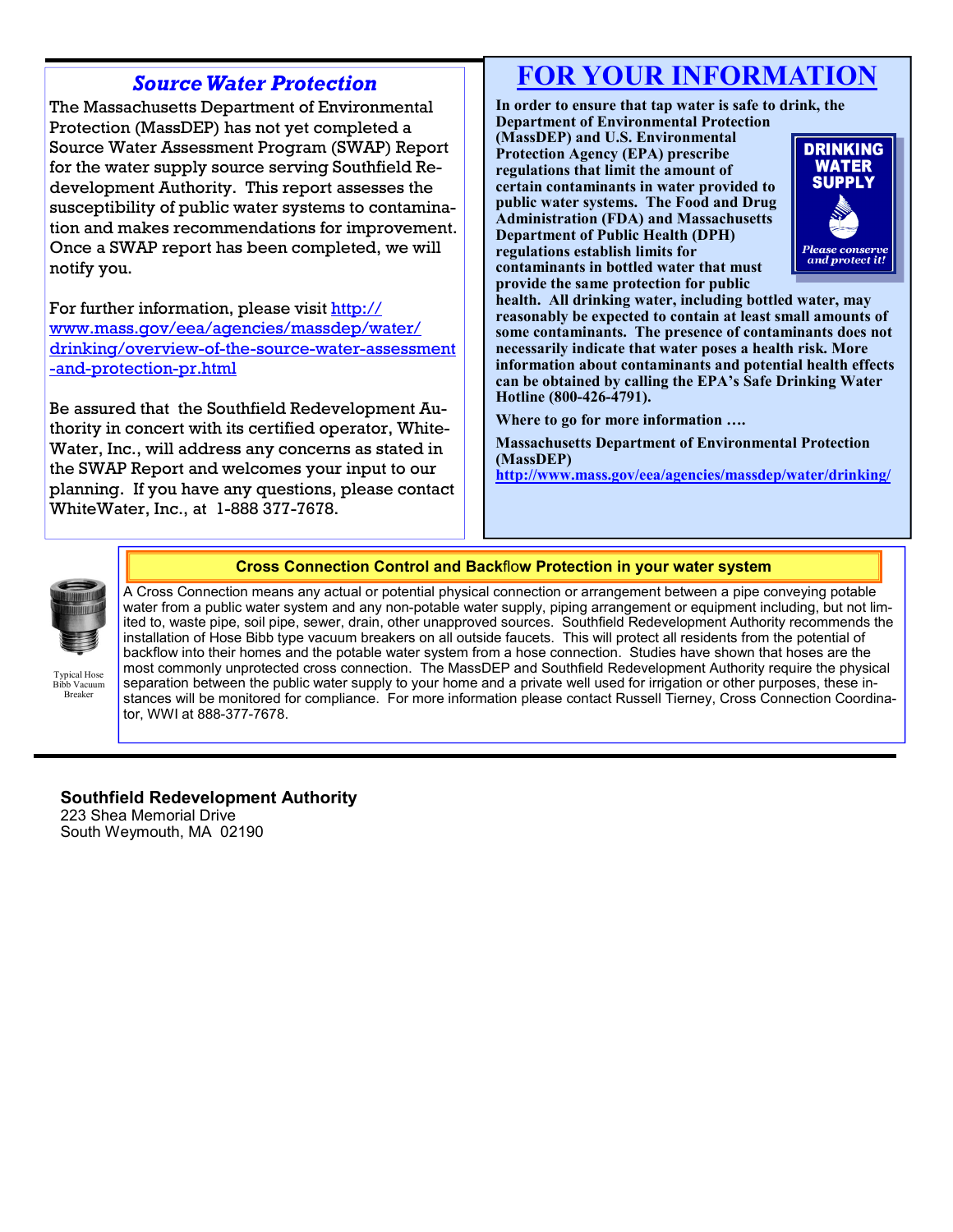## *Source Water Protection*

The Massachusetts Department of Environmental Protection (MassDEP) has not yet completed a Source Water Assessment Program (SWAP) Report for the water supply source serving Southfield Redevelopment Authority. This report assesses the susceptibility of public water systems to contamination and makes recommendations for improvement. Once a SWAP report has been completed, we will notify you.

For further information, please visit http://www.mass.gov/eea/agencies/massdep/water/drinking/overview-of-the-source-water-assessment-and-protection-pr.html

Be assured that the Southfield Redevelopment Authority in concert with its certified operator, WhiteWater, Inc., will address any concerns as stated in the SWAP Report and welcomes your input to our planning. If you have any questions, please contact WhiteWater, Inc., at 1-888 377-7678.

# FOR YOUR INFORMATION

**In order to ensure that tap water is safe to drink, the Department of Environmental Protection (MassDEP) and U.S. Environmental Protection Agency (EPA) prescribe regulations that limit the amount of certain contaminants in water provided to public water systems. The Food and Drug Administration (FDA) and Massachusetts Department of Public Health (DPH) regulations establish limits for contaminants in bottled water that must provide the same protection for public health. All drinking water, including bottled water, may reasonably be expected to contain at least small amounts of some contaminants. The presence of contaminants does not necessarily indicate that water poses a health risk. More information about contaminants and potential health effects can be obtained by calling the EPA's Safe Drinking Water Hotline (800-426-4791).**

DRINKING WATER SUPPLY

*Please conserve and protect it!*

**Where to go for more information ….**

**Massachusetts Department of Environmental Protection (MassDEP)**
**http://www.mass.gov/eea/agencies/massdep/water/drinking/**

### Cross Connection Control and Backflow Protection in your water system

A Cross Connection means any actual or potential physical connection or arrangement between a pipe conveying potable water from a public water system and any non-potable water supply, piping arrangement or equipment including, but not limited to, waste pipe, soil pipe, sewer, drain, other unapproved sources. Southfield Redevelopment Authority recommends the installation of Hose Bibb type vacuum breakers on all outside faucets. This will protect all residents from the potential of backflow into their homes and the potable water system from a hose connection. Studies have shown that hoses are the most commonly unprotected cross connection. The MassDEP and Southfield Redevelopment Authority require the physical separation between the public water supply to your home and a private well used for irrigation or other purposes, these instances will be monitored for compliance. For more information please contact Russell Tierney, Cross Connection Coordinator, WWI at 888-377-7678.

Typical Hose Bibb Vacuum Breaker

**Southfield Redevelopment Authority**
223 Shea Memorial Drive
South Weymouth, MA 02190